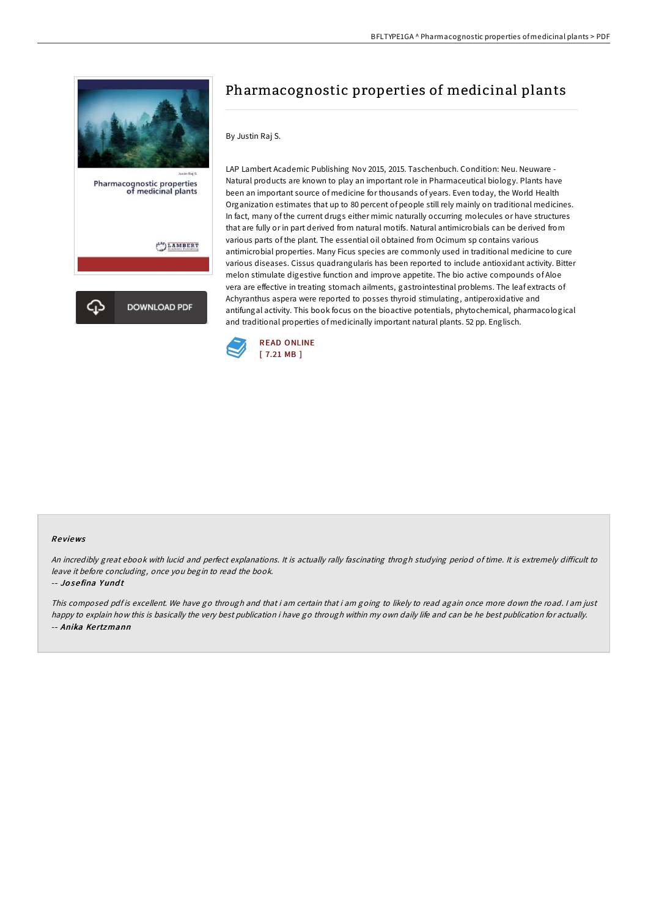# Pharmacognostic properties of medicinal plants

By Justin Raj S.

LAP Lambert Academic Publishing Nov 2015, 2015. Taschenbuch. Condition: Neu. Neuware - Natural products are known to play an important role in Pharmaceutical biology. Plants have been an important source of medicine for thousands of years. Even today, the World Health Organization estimates that up to 80 percent of people still rely mainly on traditional medicines. In fact, many of the current drugs either mimic naturally occurring molecules or have structures that are fully or in part derived from natural motifs. Natural antimicrobials can be derived from various parts of the plant. The essential oil obtained from Ocimum sp contains various antimicrobial properties. Many Ficus species are commonly used in traditional medicine to cure various diseases. Cissus quadrangularis has been reported to include antioxidant activity. Bitter melon stimulate digestive function and improve appetite. The bio active compounds of Aloe vera are effective in treating stomach ailments, gastrointestinal problems. The leaf extracts of Achyranthus aspera were reported to posses thyroid stimulating, antiperoxidative and antifungal activity. This book focus on the bioactive potentials, phytochemical, pharmacological and traditional properties of medicinally important natural plants. 52 pp. Englisch.

READ ONLINE
[ 7.21 MB ]

DOWNLOAD PDF

## Reviews

*An incredibly great ebook with lucid and perfect explanations. It is actually rally fascinating throgh studying period of time. It is extremely difficult to leave it before concluding, once you begin to read the book.*

-- *Josefina Yundt*

*This composed pdf is excellent. We have go through and that i am certain that i am going to likely to read again once more down the road. I am just happy to explain how this is basically the very best publication i have go through within my own daily life and can be he best publication for actually.*

-- *Anika Kertzmann*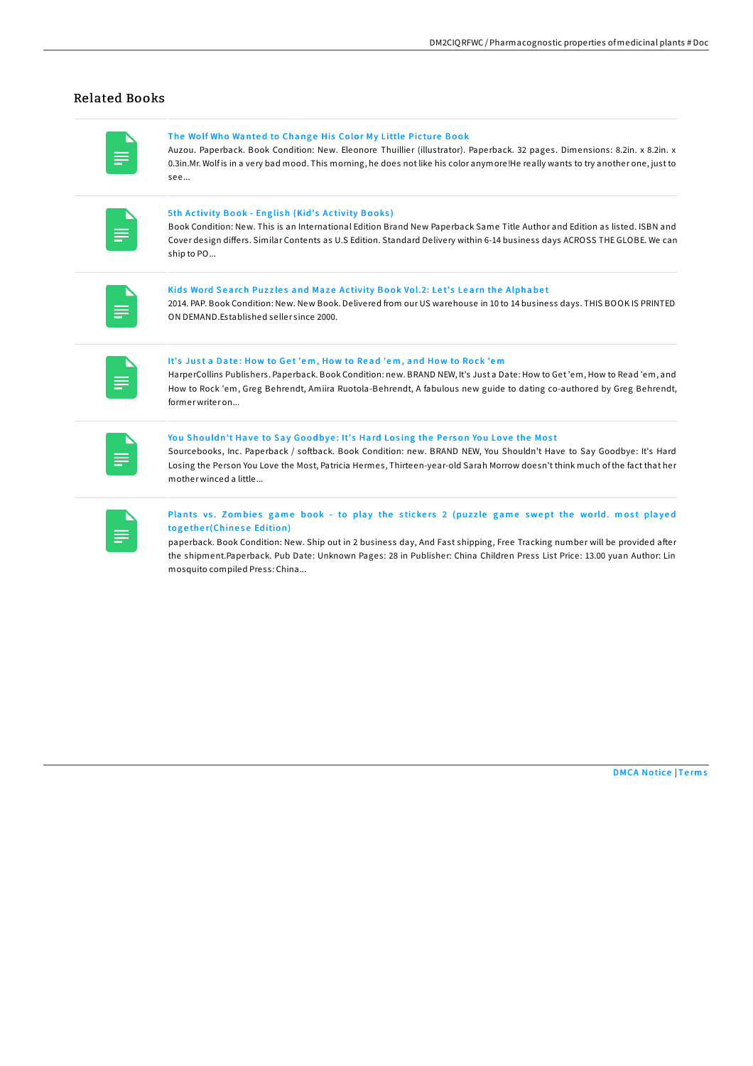## Related Books

### The Wolf Who Wanted to Change His Color My Little Picture Book

Auzou. Paperback. Book Condition: New. Eleonore Thuillier (illustrator). Paperback. 32 pages. Dimensions: 8.2in. x 8.2in. x 0.3in.Mr. Wolf is in a very bad mood. This morning, he does not like his color anymore!He really wants to try another one, just to see...

### 5th Activity Book - English (Kid's Activity Books)

Book Condition: New. This is an International Edition Brand New Paperback Same Title Author and Edition as listed. ISBN and Cover design differs. Similar Contents as U.S Edition. Standard Delivery within 6-14 business days ACROSS THE GLOBE. We can ship to PO...

### Kids Word Search Puzzles and Maze Activity Book Vol.2: Let's Learn the Alphabet

2014. PAP. Book Condition: New. New Book. Delivered from our US warehouse in 10 to 14 business days. THIS BOOK IS PRINTED ON DEMAND.Established seller since 2000.

### It's Just a Date: How to Get 'em, How to Read 'em, and How to Rock 'em

HarperCollins Publishers. Paperback. Book Condition: new. BRAND NEW, It's Just a Date: How to Get 'em, How to Read 'em, and How to Rock 'em, Greg Behrendt, Amiira Ruotola-Behrendt, A fabulous new guide to dating co-authored by Greg Behrendt, former writer on...

### You Shouldn't Have to Say Goodbye: It's Hard Losing the Person You Love the Most

Sourcebooks, Inc. Paperback / softback. Book Condition: new. BRAND NEW, You Shouldn't Have to Say Goodbye: It's Hard Losing the Person You Love the Most, Patricia Hermes, Thirteen-year-old Sarah Morrow doesn't think much of the fact that her mother winced a little...

### Plants vs. Zombies game book - to play the stickers 2 (puzzle game swept the world. most played together(Chinese Edition)

paperback. Book Condition: New. Ship out in 2 business day, And Fast shipping, Free Tracking number will be provided after the shipment.Paperback. Pub Date: Unknown Pages: 28 in Publisher: China Children Press List Price: 13.00 yuan Author: Lin mosquito compiled Press: China...